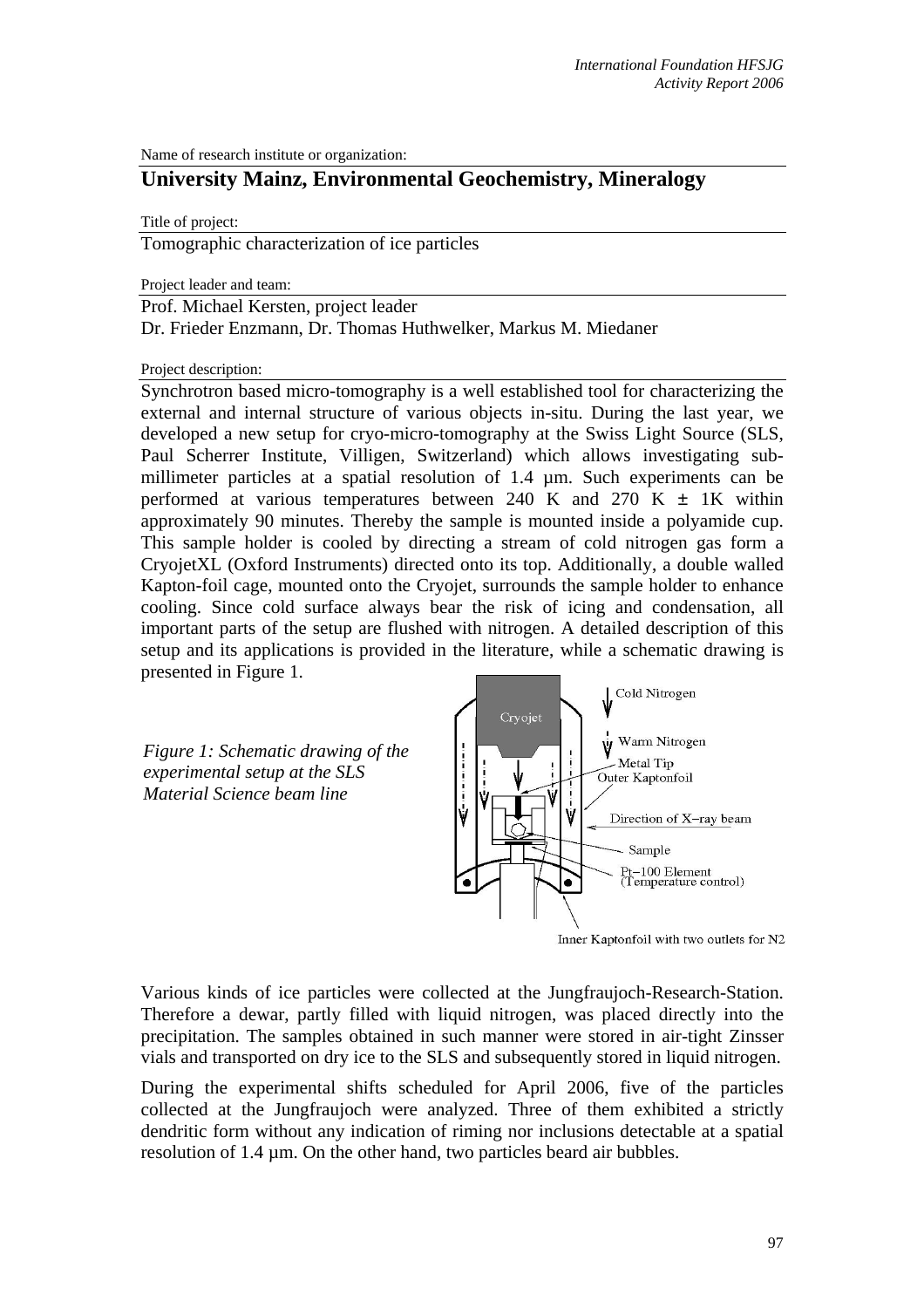Name of research institute or organization:

## University Mainz, Environmental Geochemistry, Mineralogy

Title of project:

Tomographic characterization of ice particles

Project leader and team:

Prof. Michael Kersten, project leader
Dr. Frieder Enzmann, Dr. Thomas Huthwelker, Markus M. Miedaner

Project description:

Synchrotron based micro-tomography is a well established tool for characterizing the external and internal structure of various objects in-situ. During the last year, we developed a new setup for cryo-micro-tomography at the Swiss Light Source (SLS, Paul Scherrer Institute, Villigen, Switzerland) which allows investigating sub-millimeter particles at a spatial resolution of 1.4 µm. Such experiments can be performed at various temperatures between 240 K and 270 K ± 1K within approximately 90 minutes. Thereby the sample is mounted inside a polyamide cup. This sample holder is cooled by directing a stream of cold nitrogen gas form a CryojetXL (Oxford Instruments) directed onto its top. Additionally, a double walled Kapton-foil cage, mounted onto the Cryojet, surrounds the sample holder to enhance cooling. Since cold surface always bear the risk of icing and condensation, all important parts of the setup are flushed with nitrogen. A detailed description of this setup and its applications is provided in the literature, while a schematic drawing is presented in Figure 1.

*Figure 1: Schematic drawing of the experimental setup at the SLS Material Science beam line*

Various kinds of ice particles were collected at the Jungfraujoch-Research-Station. Therefore a dewar, partly filled with liquid nitrogen, was placed directly into the precipitation. The samples obtained in such manner were stored in air-tight Zinsser vials and transported on dry ice to the SLS and subsequently stored in liquid nitrogen.

During the experimental shifts scheduled for April 2006, five of the particles collected at the Jungfraujoch were analyzed. Three of them exhibited a strictly dendritic form without any indication of riming nor inclusions detectable at a spatial resolution of 1.4 µm. On the other hand, two particles beard air bubbles.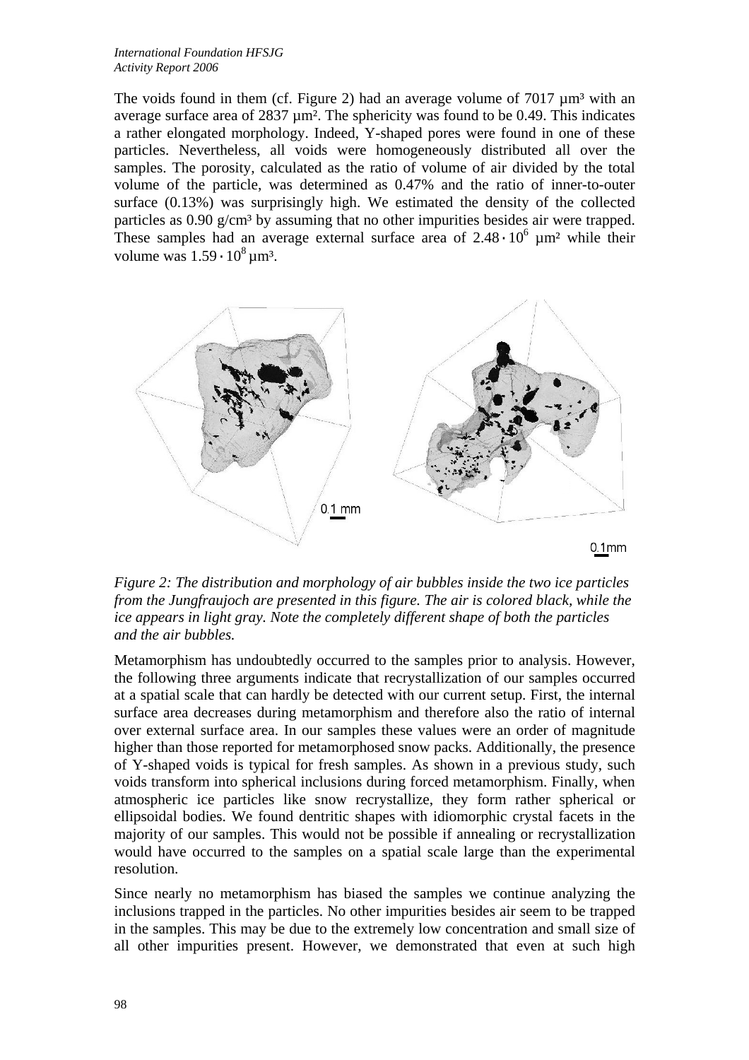The voids found in them (cf. Figure 2) had an average volume of 7017 µm³ with an average surface area of 2837 µm². The sphericity was found to be 0.49. This indicates a rather elongated morphology. Indeed, Y-shaped pores were found in one of these particles. Nevertheless, all voids were homogeneously distributed all over the samples. The porosity, calculated as the ratio of volume of air divided by the total volume of the particle, was determined as 0.47% and the ratio of inner-to-outer surface (0.13%) was surprisingly high. We estimated the density of the collected particles as 0.90 g/cm³ by assuming that no other impurities besides air were trapped. These samples had an average external surface area of $2.48 \cdot 10^6$ µm² while their volume was $1.59 \cdot 10^8$ µm³.

*Figure 2: The distribution and morphology of air bubbles inside the two ice particles from the Jungfraujoch are presented in this figure. The air is colored black, while the ice appears in light gray. Note the completely different shape of both the particles and the air bubbles.*

Metamorphism has undoubtedly occurred to the samples prior to analysis. However, the following three arguments indicate that recrystallization of our samples occurred at a spatial scale that can hardly be detected with our current setup. First, the internal surface area decreases during metamorphism and therefore also the ratio of internal over external surface area. In our samples these values were an order of magnitude higher than those reported for metamorphosed snow packs. Additionally, the presence of Y-shaped voids is typical for fresh samples. As shown in a previous study, such voids transform into spherical inclusions during forced metamorphism. Finally, when atmospheric ice particles like snow recrystallize, they form rather spherical or ellipsoidal bodies. We found dentritic shapes with idiomorphic crystal facets in the majority of our samples. This would not be possible if annealing or recrystallization would have occurred to the samples on a spatial scale large than the experimental resolution.

Since nearly no metamorphism has biased the samples we continue analyzing the inclusions trapped in the particles. No other impurities besides air seem to be trapped in the samples. This may be due to the extremely low concentration and small size of all other impurities present. However, we demonstrated that even at such high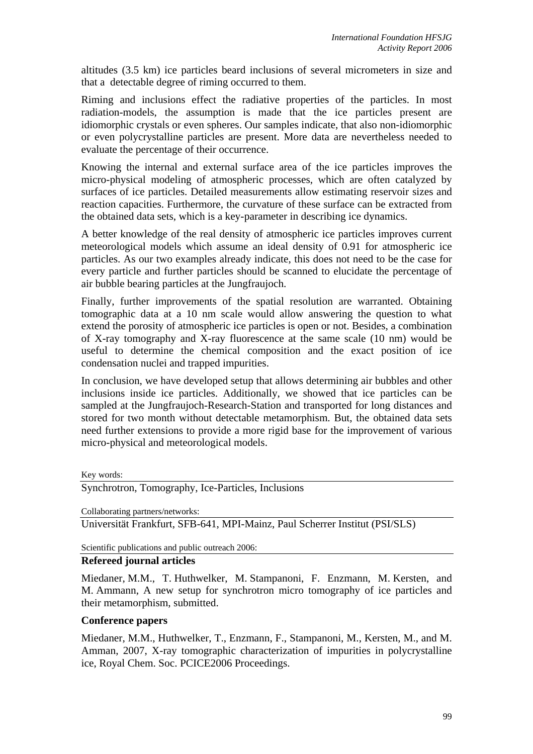altitudes (3.5 km) ice particles beard inclusions of several micrometers in size and that a detectable degree of riming occurred to them.

Riming and inclusions effect the radiative properties of the particles. In most radiation-models, the assumption is made that the ice particles present are idiomorphic crystals or even spheres. Our samples indicate, that also non-idiomorphic or even polycrystalline particles are present. More data are nevertheless needed to evaluate the percentage of their occurrence.

Knowing the internal and external surface area of the ice particles improves the micro-physical modeling of atmospheric processes, which are often catalyzed by surfaces of ice particles. Detailed measurements allow estimating reservoir sizes and reaction capacities. Furthermore, the curvature of these surface can be extracted from the obtained data sets, which is a key-parameter in describing ice dynamics.

A better knowledge of the real density of atmospheric ice particles improves current meteorological models which assume an ideal density of 0.91 for atmospheric ice particles. As our two examples already indicate, this does not need to be the case for every particle and further particles should be scanned to elucidate the percentage of air bubble bearing particles at the Jungfraujoch.

Finally, further improvements of the spatial resolution are warranted. Obtaining tomographic data at a 10 nm scale would allow answering the question to what extend the porosity of atmospheric ice particles is open or not. Besides, a combination of X-ray tomography and X-ray fluorescence at the same scale (10 nm) would be useful to determine the chemical composition and the exact position of ice condensation nuclei and trapped impurities.

In conclusion, we have developed setup that allows determining air bubbles and other inclusions inside ice particles. Additionally, we showed that ice particles can be sampled at the Jungfraujoch-Research-Station and transported for long distances and stored for two month without detectable metamorphism. But, the obtained data sets need further extensions to provide a more rigid base for the improvement of various micro-physical and meteorological models.

Key words:

Synchrotron, Tomography, Ice-Particles, Inclusions

Collaborating partners/networks:

Universität Frankfurt, SFB-641, MPI-Mainz, Paul Scherrer Institut (PSI/SLS)

Scientific publications and public outreach 2006:

**Refereed journal articles**

Miedaner, M.M., T. Huthwelker, M. Stampanoni, F. Enzmann, M. Kersten, and M. Ammann, A new setup for synchrotron micro tomography of ice particles and their metamorphism, submitted.

**Conference papers**

Miedaner, M.M., Huthwelker, T., Enzmann, F., Stampanoni, M., Kersten, M., and M. Amman, 2007, X-ray tomographic characterization of impurities in polycrystalline ice, Royal Chem. Soc. PCICE2006 Proceedings.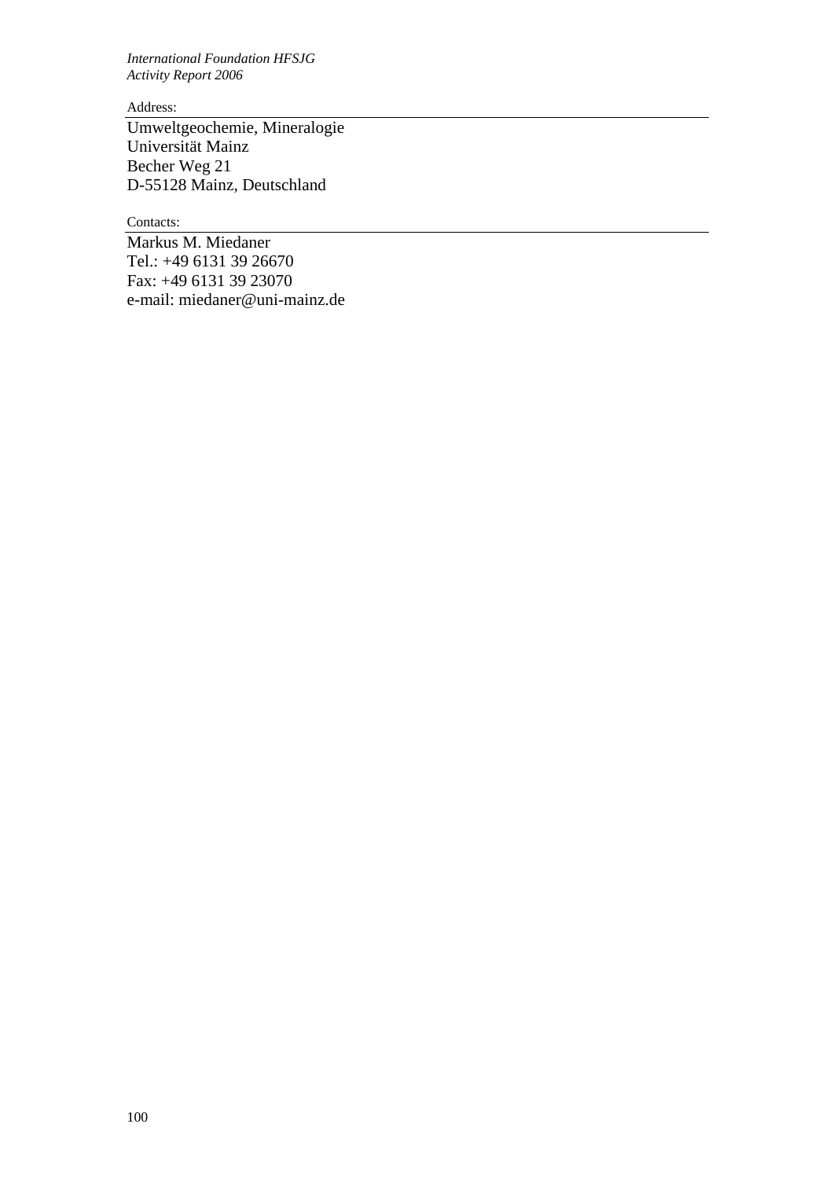Address:

Umweltgeochemie, Mineralogie
Universität Mainz
Becher Weg 21
D-55128 Mainz, Deutschland

Contacts:

Markus M. Miedaner
Tel.: +49 6131 39 26670
Fax: +49 6131 39 23070
e-mail: miedaner@uni-mainz.de